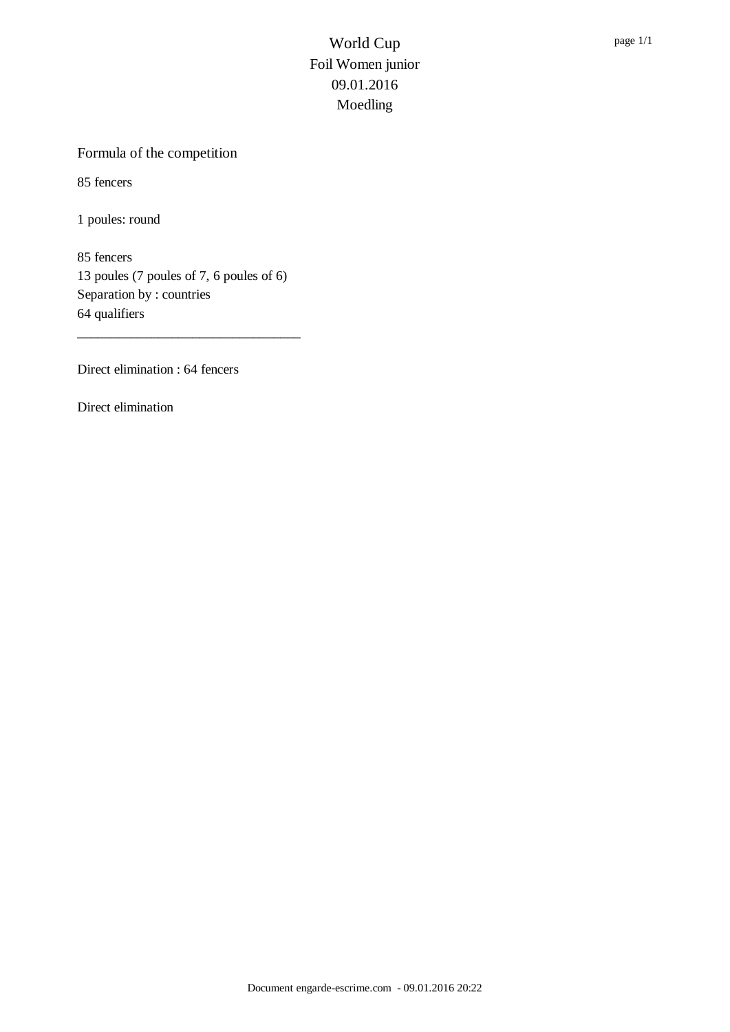# World Cup
## Foil Women junior
## 09.01.2016
## Moedling

### Formula of the competition

85 fencers

1 poules: round

85 fencers
13 poules (7 poules of 7, 6 poules of 6)
Separation by : countries
64 qualifiers

---

Direct elimination : 64 fencers

Direct elimination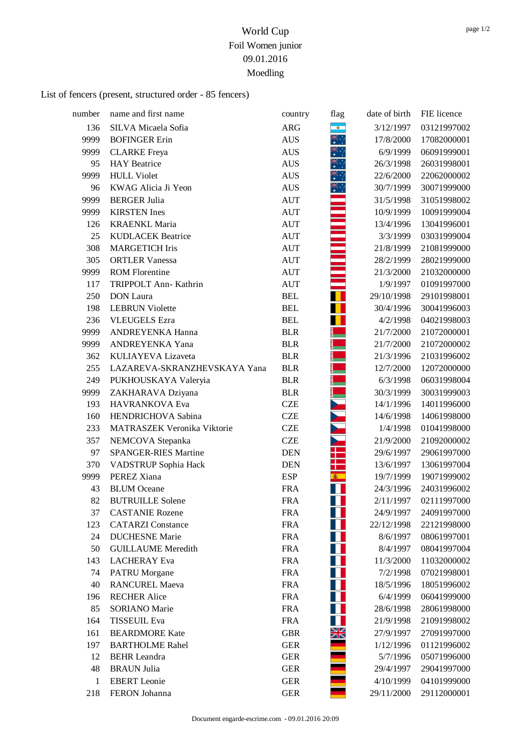# World Cup

Foil Women junior

09.01.2016

Moedling

List of fencers (present, structured order - 85 fencers)

| number | name and first name | country | flag | date of birth | FIE licence |
|---|---|---|---|---|---|
| 136 | SILVA Micaela Sofia | ARG | | 3/12/1997 | 03121997002 |
| 9999 | BOFINGER Erin | AUS | | 17/8/2000 | 17082000001 |
| 9999 | CLARKE Freya | AUS | | 6/9/1999 | 06091999001 |
| 95 | HAY Beatrice | AUS | | 26/3/1998 | 26031998001 |
| 9999 | HULL Violet | AUS | | 22/6/2000 | 22062000002 |
| 96 | KWAG Alicia Ji Yeon | AUS | | 30/7/1999 | 30071999000 |
| 9999 | BERGER Julia | AUT | | 31/5/1998 | 31051998002 |
| 9999 | KIRSTEN Ines | AUT | | 10/9/1999 | 10091999004 |
| 126 | KRAENKL Maria | AUT | | 13/4/1996 | 13041996001 |
| 25 | KUDLACEK Beatrice | AUT | | 3/3/1999 | 03031999004 |
| 308 | MARGETICH Iris | AUT | | 21/8/1999 | 21081999000 |
| 305 | ORTLER Vanessa | AUT | | 28/2/1999 | 28021999000 |
| 9999 | ROM Florentine | AUT | | 21/3/2000 | 21032000000 |
| 117 | TRIPPOLT Ann- Kathrin | AUT | | 1/9/1997 | 01091997000 |
| 250 | DON Laura | BEL | | 29/10/1998 | 29101998001 |
| 198 | LEBRUN Violette | BEL | | 30/4/1996 | 30041996003 |
| 236 | VLEUGELS Ezra | BEL | | 4/2/1998 | 04021998003 |
| 9999 | ANDREYENKA Hanna | BLR | | 21/7/2000 | 21072000001 |
| 9999 | ANDREYENKA Yana | BLR | | 21/7/2000 | 21072000002 |
| 362 | KULIAYEVA Lizaveta | BLR | | 21/3/1996 | 21031996002 |
| 255 | LAZAREVA-SKRANZHEVSKAYA Yana | BLR | | 12/7/2000 | 12072000000 |
| 249 | PUKHOUSKAYA Valeryia | BLR | | 6/3/1998 | 06031998004 |
| 9999 | ZAKHARAVA Dziyana | BLR | | 30/3/1999 | 30031999003 |
| 193 | HAVRANKOVA Eva | CZE | | 14/1/1996 | 14011996000 |
| 160 | HENDRICHOVA Sabina | CZE | | 14/6/1998 | 14061998000 |
| 233 | MATRASZEK Veronika Viktorie | CZE | | 1/4/1998 | 01041998000 |
| 357 | NEMCOVA Stepanka | CZE | | 21/9/2000 | 21092000002 |
| 97 | SPANGER-RIES Martine | DEN | | 29/6/1997 | 29061997000 |
| 370 | VADSTRUP Sophia Hack | DEN | | 13/6/1997 | 13061997004 |
| 9999 | PEREZ Xiana | ESP | | 19/7/1999 | 19071999002 |
| 43 | BLUM Oceane | FRA | | 24/3/1996 | 24031996002 |
| 82 | BUTRUILLE Solene | FRA | | 2/11/1997 | 02111997000 |
| 37 | CASTANIE Rozene | FRA | | 24/9/1997 | 24091997000 |
| 123 | CATARZI Constance | FRA | | 22/12/1998 | 22121998000 |
| 24 | DUCHESNE Marie | FRA | | 8/6/1997 | 08061997001 |
| 50 | GUILLAUME Meredith | FRA | | 8/4/1997 | 08041997004 |
| 143 | LACHERAY Eva | FRA | | 11/3/2000 | 11032000002 |
| 74 | PATRU Morgane | FRA | | 7/2/1998 | 07021998001 |
| 40 | RANCUREL Maeva | FRA | | 18/5/1996 | 18051996002 |
| 196 | RECHER Alice | FRA | | 6/4/1999 | 06041999000 |
| 85 | SORIANO Marie | FRA | | 28/6/1998 | 28061998000 |
| 164 | TISSEUIL Eva | FRA | | 21/9/1998 | 21091998002 |
| 161 | BEARDMORE Kate | GBR | | 27/9/1997 | 27091997000 |
| 197 | BARTHOLME Rahel | GER | | 1/12/1996 | 01121996002 |
| 12 | BEHR Leandra | GER | | 5/7/1996 | 05071996000 |
| 48 | BRAUN Julia | GER | | 29/4/1997 | 29041997000 |
| 1 | EBERT Leonie | GER | | 4/10/1999 | 04101999000 |
| 218 | FERON Johanna | GER | | 29/11/2000 | 29112000001 |

Document engarde-escrime.com - 09.01.2016 20:09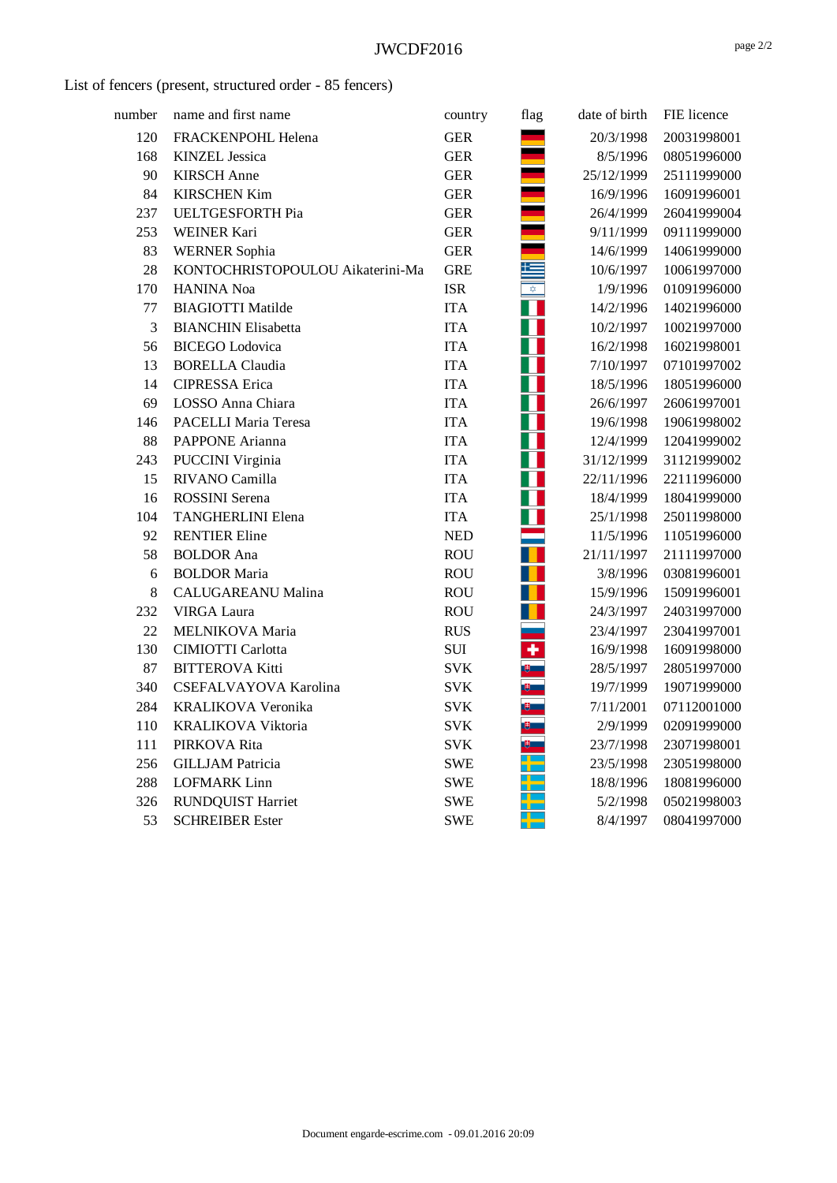List of fencers (present, structured order - 85 fencers)

| number | name and first name | country | flag | date of birth | FIE licence |
|---|---|---|---|---|---|
| 120 | FRACKENPOHL Helena | GER | | 20/3/1998 | 20031998001 |
| 168 | KINZEL Jessica | GER | | 8/5/1996 | 08051996000 |
| 90 | KIRSCH Anne | GER | | 25/12/1999 | 25111999000 |
| 84 | KIRSCHEN Kim | GER | | 16/9/1996 | 16091996001 |
| 237 | UELTGESFORTH Pia | GER | | 26/4/1999 | 26041999004 |
| 253 | WEINER Kari | GER | | 9/11/1999 | 09111999000 |
| 83 | WERNER Sophia | GER | | 14/6/1999 | 14061999000 |
| 28 | KONTOCHRISTOPOULOU Aikaterini-Ma | GRE | | 10/6/1997 | 10061997000 |
| 170 | HANINA Noa | ISR | | 1/9/1996 | 01091996000 |
| 77 | BIAGIOTTI Matilde | ITA | | 14/2/1996 | 14021996000 |
| 3 | BIANCHIN Elisabetta | ITA | | 10/2/1997 | 10021997000 |
| 56 | BICEGO Lodovica | ITA | | 16/2/1998 | 16021998001 |
| 13 | BORELLA Claudia | ITA | | 7/10/1997 | 07101997002 |
| 14 | CIPRESSA Erica | ITA | | 18/5/1996 | 18051996000 |
| 69 | LOSSO Anna Chiara | ITA | | 26/6/1997 | 26061997001 |
| 146 | PACELLI Maria Teresa | ITA | | 19/6/1998 | 19061998002 |
| 88 | PAPPONE Arianna | ITA | | 12/4/1999 | 12041999002 |
| 243 | PUCCINI Virginia | ITA | | 31/12/1999 | 31121999002 |
| 15 | RIVANO Camilla | ITA | | 22/11/1996 | 22111996000 |
| 16 | ROSSINI Serena | ITA | | 18/4/1999 | 18041999000 |
| 104 | TANGHERLINI Elena | ITA | | 25/1/1998 | 25011998000 |
| 92 | RENTIER Eline | NED | | 11/5/1996 | 11051996000 |
| 58 | BOLDOR Ana | ROU | | 21/11/1997 | 21111997000 |
| 6 | BOLDOR Maria | ROU | | 3/8/1996 | 03081996001 |
| 8 | CALUGAREANU Malina | ROU | | 15/9/1996 | 15091996001 |
| 232 | VIRGA Laura | ROU | | 24/3/1997 | 24031997000 |
| 22 | MELNIKOVA Maria | RUS | | 23/4/1997 | 23041997001 |
| 130 | CIMIOTTI Carlotta | SUI | | 16/9/1998 | 16091998000 |
| 87 | BITTEROVA Kitti | SVK | | 28/5/1997 | 28051997000 |
| 340 | CSEFALVAYOVA Karolina | SVK | | 19/7/1999 | 19071999000 |
| 284 | KRALIKOVA Veronika | SVK | | 7/11/2001 | 07112001000 |
| 110 | KRALIKOVA Viktoria | SVK | | 2/9/1999 | 02091999000 |
| 111 | PIRKOVA Rita | SVK | | 23/7/1998 | 23071998001 |
| 256 | GILLJAM Patricia | SWE | | 23/5/1998 | 23051998000 |
| 288 | LOFMARK Linn | SWE | | 18/8/1996 | 18081996000 |
| 326 | RUNDQUIST Harriet | SWE | | 5/2/1998 | 05021998003 |
| 53 | SCHREIBER Ester | SWE | | 8/4/1997 | 08041997000 |

Document engarde-escrime.com - 09.01.2016 20:09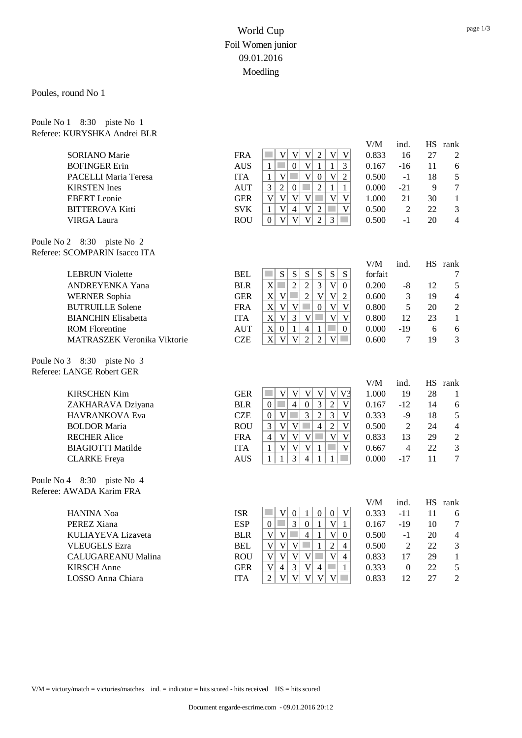# World Cup
## Foil Women junior
## 09.01.2016
## Moedling

Poules, round No 1

Poule No 1 8:30 piste No 1
Referee: KURYSHKA Andrei BLR

| Name | Nation | 1 | 2 | 3 | 4 | 5 | 6 | 7 | V/M | ind. | HS | rank |
|---|---|---|---|---|---|---|---|---|---|---|---|---|
| SORIANO Marie | FRA | | V | V | V | 2 | V | V | 0.833 | 16 | 27 | 2 |
| BOFINGER Erin | AUS | 1 | | 0 | V | 1 | 1 | 3 | 0.167 | -16 | 11 | 6 |
| PACELLI Maria Teresa | ITA | 1 | V | | V | 0 | V | 2 | 0.500 | -1 | 18 | 5 |
| KIRSTEN Ines | AUT | 3 | 2 | 0 | | 2 | 1 | 1 | 0.000 | -21 | 9 | 7 |
| EBERT Leonie | GER | V | V | V | V | | V | V | 1.000 | 21 | 30 | 1 |
| BITTEROVA Kitti | SVK | 1 | V | 4 | V | 2 | | V | 0.500 | 2 | 22 | 3 |
| VIRGA Laura | ROU | 0 | V | V | V | 2 | 3 | | 0.500 | -1 | 20 | 4 |

Poule No 2 8:30 piste No 2
Referee: SCOMPARIN Isacco ITA

| Name | Nation | 1 | 2 | 3 | 4 | 5 | 6 | 7 | V/M | ind. | HS | rank |
|---|---|---|---|---|---|---|---|---|---|---|---|---|
| LEBRUN Violette | BEL | | S | S | S | S | S | S | forfait | | | 7 |
| ANDREYENKA Yana | BLR | X | | 2 | 2 | 3 | V | 0 | 0.200 | -8 | 12 | 5 |
| WERNER Sophia | GER | X | V | | 2 | V | V | 2 | 0.600 | 3 | 19 | 4 |
| BUTRUILLE Solene | FRA | X | V | V | | 0 | V | V | 0.800 | 5 | 20 | 2 |
| BIANCHIN Elisabetta | ITA | X | V | 3 | V | | V | V | 0.800 | 12 | 23 | 1 |
| ROM Florentine | AUT | X | 0 | 1 | 4 | 1 | | 0 | 0.000 | -19 | 6 | 6 |
| MATRASZEK Veronika Viktorie | CZE | X | V | V | 2 | 2 | V | | 0.600 | 7 | 19 | 3 |

Poule No 3 8:30 piste No 3
Referee: LANGE Robert GER

| Name | Nation | 1 | 2 | 3 | 4 | 5 | 6 | 7 | V/M | ind. | HS | rank |
|---|---|---|---|---|---|---|---|---|---|---|---|---|
| KIRSCHEN Kim | GER | | V | V | V | V | V | V3 | 1.000 | 19 | 28 | 1 |
| ZAKHARAVA Dziyana | BLR | 0 | | 4 | 0 | 3 | 2 | V | 0.167 | -12 | 14 | 6 |
| HAVRANKOVA Eva | CZE | 0 | V | | 3 | 2 | 3 | V | 0.333 | -9 | 18 | 5 |
| BOLDOR Maria | ROU | 3 | V | V | | 4 | 2 | V | 0.500 | 2 | 24 | 4 |
| RECHER Alice | FRA | 4 | V | V | V | | V | V | 0.833 | 13 | 29 | 2 |
| BIAGIOTTI Matilde | ITA | 1 | V | V | V | 1 | | V | 0.667 | 4 | 22 | 3 |
| CLARKE Freya | AUS | 1 | 1 | 3 | 4 | 1 | 1 | | 0.000 | -17 | 11 | 7 |

Poule No 4 8:30 piste No 4
Referee: AWADA Karim FRA

| Name | Nation | 1 | 2 | 3 | 4 | 5 | 6 | 7 | V/M | ind. | HS | rank |
|---|---|---|---|---|---|---|---|---|---|---|---|---|
| HANINA Noa | ISR | | V | 0 | 1 | 0 | 0 | V | 0.333 | -11 | 11 | 6 |
| PEREZ Xiana | ESP | 0 | | 3 | 0 | 1 | V | 1 | 0.167 | -19 | 10 | 7 |
| KULIAYEVA Lizaveta | BLR | V | V | | 4 | 1 | V | 0 | 0.500 | -1 | 20 | 4 |
| VLEUGELS Ezra | BEL | V | V | V | | 1 | 2 | 4 | 0.500 | 2 | 22 | 3 |
| CALUGAREANU Malina | ROU | V | V | V | V | | V | 4 | 0.833 | 17 | 29 | 1 |
| KIRSCH Anne | GER | V | 4 | 3 | V | 4 | | 1 | 0.333 | 0 | 22 | 5 |
| LOSSO Anna Chiara | ITA | 2 | V | V | V | V | V | | 0.833 | 12 | 27 | 2 |

V/M = victory/match = victories/matches ind. = indicator = hits scored - hits received HS = hits scored

Document engarde-escrime.com - 09.01.2016 20:12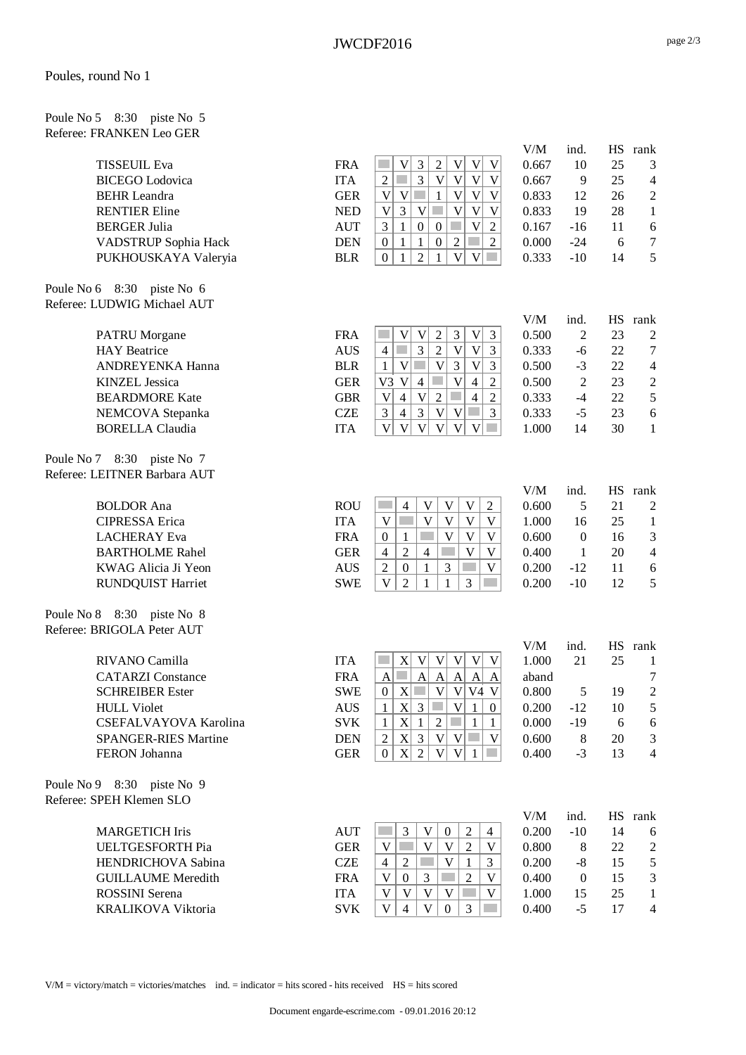Poules, round No 1

Poule No 5 8:30 piste No 5
Referee: FRANKEN Leo GER

| | | 1 | 2 | 3 | 4 | 5 | 6 | 7 | V/M | ind. | HS | rank |
|---|---|---|---|---|---|---|---|---|---|---|---|---|
| TISSEUIL Eva | FRA | | V | 3 | 2 | V | V | V | 0.667 | 10 | 25 | 3 |
| BICEGO Lodovica | ITA | 2 | | 3 | V | V | V | V | 0.667 | 9 | 25 | 4 |
| BEHR Leandra | GER | V | V | | 1 | V | V | V | 0.833 | 12 | 26 | 2 |
| RENTIER Eline | NED | V | 3 | V | | V | V | V | 0.833 | 19 | 28 | 1 |
| BERGER Julia | AUT | 3 | 1 | 0 | 0 | | V | 2 | 0.167 | -16 | 11 | 6 |
| VADSTRUP Sophia Hack | DEN | 0 | 1 | 1 | 0 | 2 | | 2 | 0.000 | -24 | 6 | 7 |
| PUKHOUSKAYA Valeryia | BLR | 0 | 1 | 2 | 1 | V | V | | 0.333 | -10 | 14 | 5 |

Poule No 6 8:30 piste No 6
Referee: LUDWIG Michael AUT

| | | 1 | 2 | 3 | 4 | 5 | 6 | 7 | V/M | ind. | HS | rank |
|---|---|---|---|---|---|---|---|---|---|---|---|---|
| PATRU Morgane | FRA | | V | V | 2 | 3 | V | 3 | 0.500 | 2 | 23 | 2 |
| HAY Beatrice | AUS | 4 | | 3 | 2 | V | V | 3 | 0.333 | -6 | 22 | 7 |
| ANDREYENKA Hanna | BLR | 1 | V | | V | 3 | V | 3 | 0.500 | -3 | 22 | 4 |
| KINZEL Jessica | GER | V3 | V | 4 | | V | 4 | 2 | 0.500 | 2 | 23 | 2 |
| BEARDMORE Kate | GBR | V | 4 | V | 2 | | 4 | 2 | 0.333 | -4 | 22 | 5 |
| NEMCOVA Stepanka | CZE | 3 | 4 | 3 | V | V | | 3 | 0.333 | -5 | 23 | 6 |
| BORELLA Claudia | ITA | V | V | V | V | V | V | | 1.000 | 14 | 30 | 1 |

Poule No 7 8:30 piste No 7
Referee: LEITNER Barbara AUT

| | | 1 | 2 | 3 | 4 | 5 | 6 | V/M | ind. | HS | rank |
|---|---|---|---|---|---|---|---|---|---|---|---|
| BOLDOR Ana | ROU | | 4 | V | V | V | 2 | 0.600 | 5 | 21 | 2 |
| CIPRESSA Erica | ITA | V | | V | V | V | V | 1.000 | 16 | 25 | 1 |
| LACHERAY Eva | FRA | 0 | 1 | | V | V | V | 0.600 | 0 | 16 | 3 |
| BARTHOLME Rahel | GER | 4 | 2 | 4 | | V | V | 0.400 | 1 | 20 | 4 |
| KWAG Alicia Ji Yeon | AUS | 2 | 0 | 1 | 3 | | V | 0.200 | -12 | 11 | 6 |
| RUNDQUIST Harriet | SWE | V | 2 | 1 | 1 | 3 | | 0.200 | -10 | 12 | 5 |

Poule No 8 8:30 piste No 8
Referee: BRIGOLA Peter AUT

| | | 1 | 2 | 3 | 4 | 5 | 6 | 7 | V/M | ind. | HS | rank |
|---|---|---|---|---|---|---|---|---|---|---|---|---|
| RIVANO Camilla | ITA | | X | V | V | V | V | V | 1.000 | 21 | 25 | 1 |
| CATARZI Constance | FRA | A | | A | A | A | A | A | aband | | | 7 |
| SCHREIBER Ester | SWE | 0 | X | | V | V | V4 | V | 0.800 | 5 | 19 | 2 |
| HULL Violet | AUS | 1 | X | 3 | | V | 1 | 0 | 0.200 | -12 | 10 | 5 |
| CSEFALVAYOVA Karolina | SVK | 1 | X | 1 | 2 | | 1 | 1 | 0.000 | -19 | 6 | 6 |
| SPANGER-RIES Martine | DEN | 2 | X | 3 | V | V | | V | 0.600 | 8 | 20 | 3 |
| FERON Johanna | GER | 0 | X | 2 | V | V | 1 | | 0.400 | -3 | 13 | 4 |

Poule No 9 8:30 piste No 9
Referee: SPEH Klemen SLO

| | | 1 | 2 | 3 | 4 | 5 | 6 | V/M | ind. | HS | rank |
|---|---|---|---|---|---|---|---|---|---|---|---|
| MARGETICH Iris | AUT | | 3 | V | 0 | 2 | 4 | 0.200 | -10 | 14 | 6 |
| UELTGESFORTH Pia | GER | V | | V | V | 2 | V | 0.800 | 8 | 22 | 2 |
| HENDRICHOVA Sabina | CZE | 4 | 2 | | V | 1 | 3 | 0.200 | -8 | 15 | 5 |
| GUILLAUME Meredith | FRA | V | 0 | 3 | | 2 | V | 0.400 | 0 | 15 | 3 |
| ROSSINI Serena | ITA | V | V | V | V | | V | 1.000 | 15 | 25 | 1 |
| KRALIKOVA Viktoria | SVK | V | 4 | V | 0 | 3 | | 0.400 | -5 | 17 | 4 |

V/M = victory/match = victories/matches ind. = indicator = hits scored - hits received HS = hits scored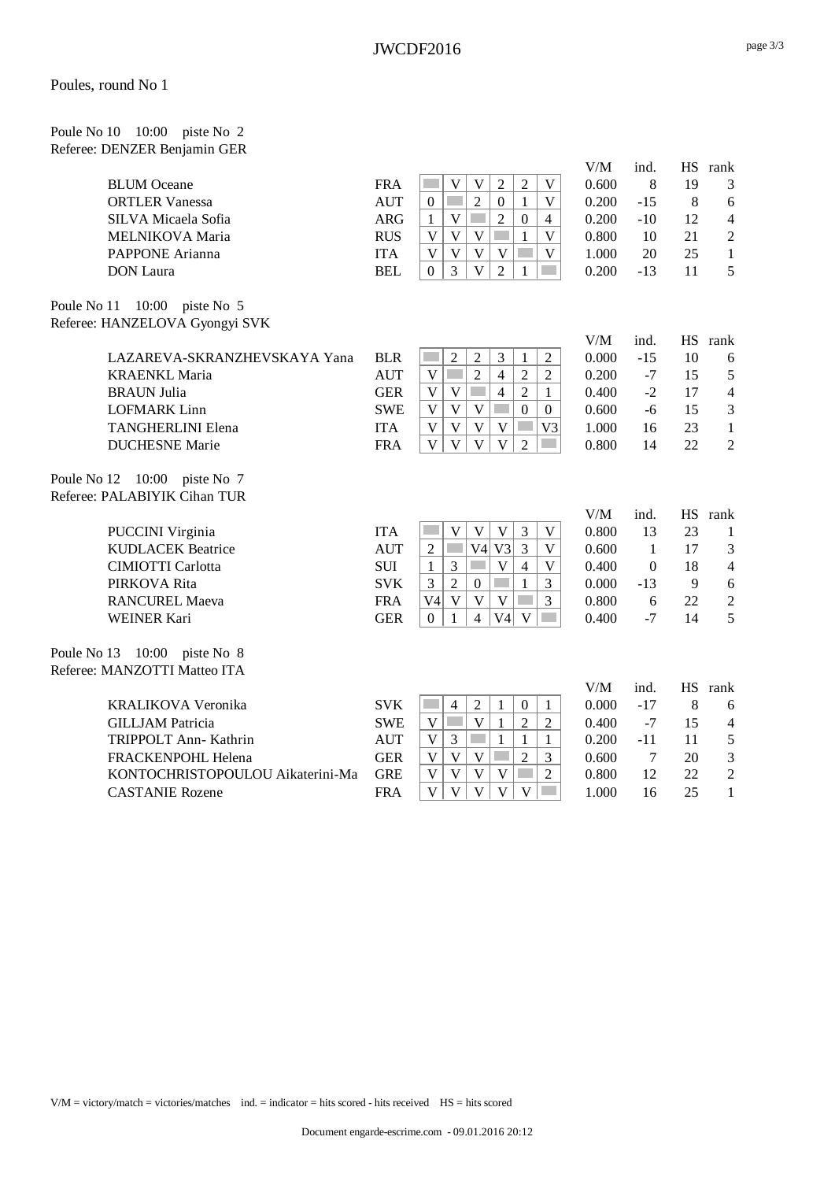Poules, round No 1

Poule No 10 10:00 piste No 2
Referee: DENZER Benjamin GER

| | | 1 | 2 | 3 | 4 | 5 | 6 | V/M | ind. | HS | rank |
|---|---|---|---|---|---|---|---|---|---|---|---|
| BLUM Oceane | FRA | | V | V | 2 | 2 | V | 0.600 | 8 | 19 | 3 |
| ORTLER Vanessa | AUT | 0 | | 2 | 0 | 1 | V | 0.200 | -15 | 8 | 6 |
| SILVA Micaela Sofia | ARG | 1 | V | | 2 | 0 | 4 | 0.200 | -10 | 12 | 4 |
| MELNIKOVA Maria | RUS | V | V | V | | 1 | V | 0.800 | 10 | 21 | 2 |
| PAPPONE Arianna | ITA | V | V | V | V | | V | 1.000 | 20 | 25 | 1 |
| DON Laura | BEL | 0 | 3 | V | 2 | 1 | | 0.200 | -13 | 11 | 5 |

Poule No 11 10:00 piste No 5
Referee: HANZELOVA Gyongyi SVK

| | | 1 | 2 | 3 | 4 | 5 | 6 | V/M | ind. | HS | rank |
|---|---|---|---|---|---|---|---|---|---|---|---|
| LAZAREVA-SKRANZHEVSKAYA Yana | BLR | | 2 | 2 | 3 | 1 | 2 | 0.000 | -15 | 10 | 6 |
| KRAENKL Maria | AUT | V | | 2 | 4 | 2 | 2 | 0.200 | -7 | 15 | 5 |
| BRAUN Julia | GER | V | V | | 4 | 2 | 1 | 0.400 | -2 | 17 | 4 |
| LOFMARK Linn | SWE | V | V | V | | 0 | 0 | 0.600 | -6 | 15 | 3 |
| TANGHERLINI Elena | ITA | V | V | V | V | | V3 | 1.000 | 16 | 23 | 1 |
| DUCHESNE Marie | FRA | V | V | V | V | 2 | | 0.800 | 14 | 22 | 2 |

Poule No 12 10:00 piste No 7
Referee: PALABIYIK Cihan TUR

| | | 1 | 2 | 3 | 4 | 5 | 6 | V/M | ind. | HS | rank |
|---|---|---|---|---|---|---|---|---|---|---|---|
| PUCCINI Virginia | ITA | | V | V | V | 3 | V | 0.800 | 13 | 23 | 1 |
| KUDLACEK Beatrice | AUT | 2 | | V4 | V3 | 3 | V | 0.600 | 1 | 17 | 3 |
| CIMIOTTI Carlotta | SUI | 1 | 3 | | V | 4 | V | 0.400 | 0 | 18 | 4 |
| PIRKOVA Rita | SVK | 3 | 2 | 0 | | 1 | 3 | 0.000 | -13 | 9 | 6 |
| RANCUREL Maeva | FRA | V4 | V | V | V | | 3 | 0.800 | 6 | 22 | 2 |
| WEINER Kari | GER | 0 | 1 | 4 | V4 | V | | 0.400 | -7 | 14 | 5 |

Poule No 13 10:00 piste No 8
Referee: MANZOTTI Matteo ITA

| | | 1 | 2 | 3 | 4 | 5 | 6 | V/M | ind. | HS | rank |
|---|---|---|---|---|---|---|---|---|---|---|---|
| KRALIKOVA Veronika | SVK | | 4 | 2 | 1 | 0 | 1 | 0.000 | -17 | 8 | 6 |
| GILLJAM Patricia | SWE | V | | V | 1 | 2 | 2 | 0.400 | -7 | 15 | 4 |
| TRIPPOLT Ann- Kathrin | AUT | V | 3 | | 1 | 1 | 1 | 0.200 | -11 | 11 | 5 |
| FRACKENPOHL Helena | GER | V | V | V | | 2 | 3 | 0.600 | 7 | 20 | 3 |
| KONTOCHRISTOPOULOU Aikaterini-Ma | GRE | V | V | V | V | | 2 | 0.800 | 12 | 22 | 2 |
| CASTANIE Rozene | FRA | V | V | V | V | V | | 1.000 | 16 | 25 | 1 |

V/M = victory/match = victories/matches ind. = indicator = hits scored - hits received HS = hits scored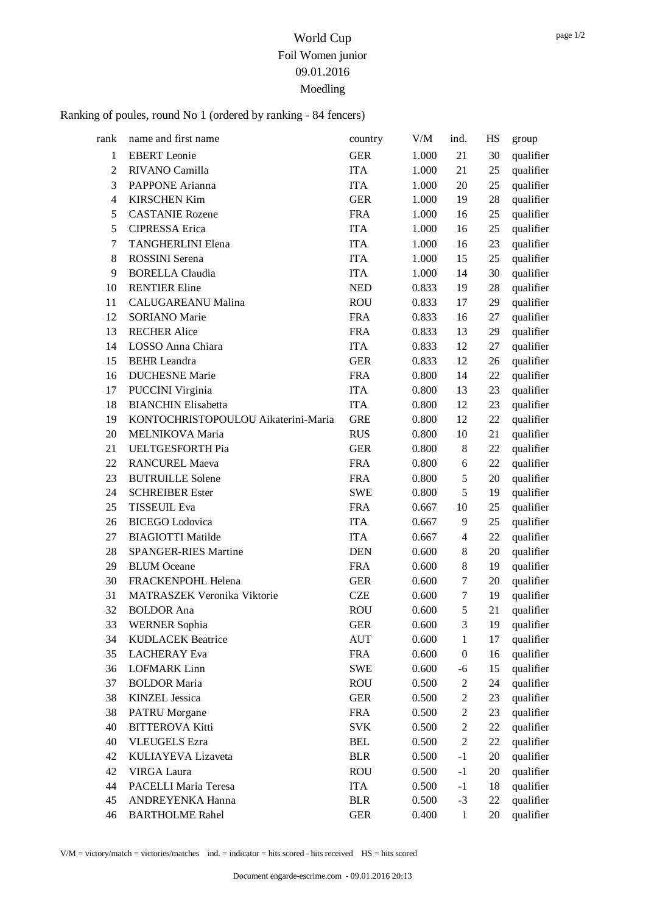# World Cup
## Foil Women junior
## 09.01.2016
## Moedling

Ranking of poules, round No 1 (ordered by ranking - 84 fencers)

| rank | name and first name | country | V/M | ind. | HS | group |
|---|---|---|---|---|---|---|
| 1 | EBERT Leonie | GER | 1.000 | 21 | 30 | qualifier |
| 2 | RIVANO Camilla | ITA | 1.000 | 21 | 25 | qualifier |
| 3 | PAPPONE Arianna | ITA | 1.000 | 20 | 25 | qualifier |
| 4 | KIRSCHEN Kim | GER | 1.000 | 19 | 28 | qualifier |
| 5 | CASTANIE Rozene | FRA | 1.000 | 16 | 25 | qualifier |
| 5 | CIPRESSA Erica | ITA | 1.000 | 16 | 25 | qualifier |
| 7 | TANGHERLINI Elena | ITA | 1.000 | 16 | 23 | qualifier |
| 8 | ROSSINI Serena | ITA | 1.000 | 15 | 25 | qualifier |
| 9 | BORELLA Claudia | ITA | 1.000 | 14 | 30 | qualifier |
| 10 | RENTIER Eline | NED | 0.833 | 19 | 28 | qualifier |
| 11 | CALUGAREANU Malina | ROU | 0.833 | 17 | 29 | qualifier |
| 12 | SORIANO Marie | FRA | 0.833 | 16 | 27 | qualifier |
| 13 | RECHER Alice | FRA | 0.833 | 13 | 29 | qualifier |
| 14 | LOSSO Anna Chiara | ITA | 0.833 | 12 | 27 | qualifier |
| 15 | BEHR Leandra | GER | 0.833 | 12 | 26 | qualifier |
| 16 | DUCHESNE Marie | FRA | 0.800 | 14 | 22 | qualifier |
| 17 | PUCCINI Virginia | ITA | 0.800 | 13 | 23 | qualifier |
| 18 | BIANCHIN Elisabetta | ITA | 0.800 | 12 | 23 | qualifier |
| 19 | KONTOCHRISTOPOULOU Aikaterini-Maria | GRE | 0.800 | 12 | 22 | qualifier |
| 20 | MELNIKOVA Maria | RUS | 0.800 | 10 | 21 | qualifier |
| 21 | UELTGESFORTH Pia | GER | 0.800 | 8 | 22 | qualifier |
| 22 | RANCUREL Maeva | FRA | 0.800 | 6 | 22 | qualifier |
| 23 | BUTRUILLE Solene | FRA | 0.800 | 5 | 20 | qualifier |
| 24 | SCHREIBER Ester | SWE | 0.800 | 5 | 19 | qualifier |
| 25 | TISSEUIL Eva | FRA | 0.667 | 10 | 25 | qualifier |
| 26 | BICEGO Lodovica | ITA | 0.667 | 9 | 25 | qualifier |
| 27 | BIAGIOTTI Matilde | ITA | 0.667 | 4 | 22 | qualifier |
| 28 | SPANGER-RIES Martine | DEN | 0.600 | 8 | 20 | qualifier |
| 29 | BLUM Oceane | FRA | 0.600 | 8 | 19 | qualifier |
| 30 | FRACKENPOHL Helena | GER | 0.600 | 7 | 20 | qualifier |
| 31 | MATRASZEK Veronika Viktorie | CZE | 0.600 | 7 | 19 | qualifier |
| 32 | BOLDOR Ana | ROU | 0.600 | 5 | 21 | qualifier |
| 33 | WERNER Sophia | GER | 0.600 | 3 | 19 | qualifier |
| 34 | KUDLACEK Beatrice | AUT | 0.600 | 1 | 17 | qualifier |
| 35 | LACHERAY Eva | FRA | 0.600 | 0 | 16 | qualifier |
| 36 | LOFMARK Linn | SWE | 0.600 | -6 | 15 | qualifier |
| 37 | BOLDOR Maria | ROU | 0.500 | 2 | 24 | qualifier |
| 38 | KINZEL Jessica | GER | 0.500 | 2 | 23 | qualifier |
| 38 | PATRU Morgane | FRA | 0.500 | 2 | 23 | qualifier |
| 40 | BITTEROVA Kitti | SVK | 0.500 | 2 | 22 | qualifier |
| 40 | VLEUGELS Ezra | BEL | 0.500 | 2 | 22 | qualifier |
| 42 | KULIAYEVA Lizaveta | BLR | 0.500 | -1 | 20 | qualifier |
| 42 | VIRGA Laura | ROU | 0.500 | -1 | 20 | qualifier |
| 44 | PACELLI Maria Teresa | ITA | 0.500 | -1 | 18 | qualifier |
| 45 | ANDREYENKA Hanna | BLR | 0.500 | -3 | 22 | qualifier |
| 46 | BARTHOLME Rahel | GER | 0.400 | 1 | 20 | qualifier |

V/M = victory/match = victories/matches ind. = indicator = hits scored - hits received HS = hits scored

Document engarde-escrime.com - 09.01.2016 20:13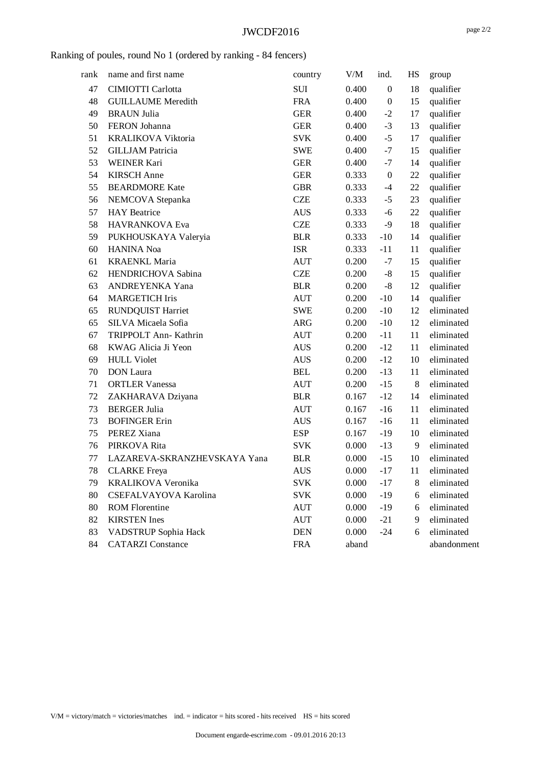JWCDF2016

Ranking of poules, round No 1 (ordered by ranking - 84 fencers)

| rank | name and first name | country | V/M | ind. | HS | group |
|---|---|---|---|---|---|---|
| 47 | CIMIOTTI Carlotta | SUI | 0.400 | 0 | 18 | qualifier |
| 48 | GUILLAUME Meredith | FRA | 0.400 | 0 | 15 | qualifier |
| 49 | BRAUN Julia | GER | 0.400 | -2 | 17 | qualifier |
| 50 | FERON Johanna | GER | 0.400 | -3 | 13 | qualifier |
| 51 | KRALIKOVA Viktoria | SVK | 0.400 | -5 | 17 | qualifier |
| 52 | GILLJAM Patricia | SWE | 0.400 | -7 | 15 | qualifier |
| 53 | WEINER Kari | GER | 0.400 | -7 | 14 | qualifier |
| 54 | KIRSCH Anne | GER | 0.333 | 0 | 22 | qualifier |
| 55 | BEARDMORE Kate | GBR | 0.333 | -4 | 22 | qualifier |
| 56 | NEMCOVA Stepanka | CZE | 0.333 | -5 | 23 | qualifier |
| 57 | HAY Beatrice | AUS | 0.333 | -6 | 22 | qualifier |
| 58 | HAVRANKOVA Eva | CZE | 0.333 | -9 | 18 | qualifier |
| 59 | PUKHOUSKAYA Valeryia | BLR | 0.333 | -10 | 14 | qualifier |
| 60 | HANINA Noa | ISR | 0.333 | -11 | 11 | qualifier |
| 61 | KRAENKL Maria | AUT | 0.200 | -7 | 15 | qualifier |
| 62 | HENDRICHOVA Sabina | CZE | 0.200 | -8 | 15 | qualifier |
| 63 | ANDREYENKA Yana | BLR | 0.200 | -8 | 12 | qualifier |
| 64 | MARGETICH Iris | AUT | 0.200 | -10 | 14 | qualifier |
| 65 | RUNDQUIST Harriet | SWE | 0.200 | -10 | 12 | eliminated |
| 65 | SILVA Micaela Sofia | ARG | 0.200 | -10 | 12 | eliminated |
| 67 | TRIPPOLT Ann- Kathrin | AUT | 0.200 | -11 | 11 | eliminated |
| 68 | KWAG Alicia Ji Yeon | AUS | 0.200 | -12 | 11 | eliminated |
| 69 | HULL Violet | AUS | 0.200 | -12 | 10 | eliminated |
| 70 | DON Laura | BEL | 0.200 | -13 | 11 | eliminated |
| 71 | ORTLER Vanessa | AUT | 0.200 | -15 | 8 | eliminated |
| 72 | ZAKHARAVA Dziyana | BLR | 0.167 | -12 | 14 | eliminated |
| 73 | BERGER Julia | AUT | 0.167 | -16 | 11 | eliminated |
| 73 | BOFINGER Erin | AUS | 0.167 | -16 | 11 | eliminated |
| 75 | PEREZ Xiana | ESP | 0.167 | -19 | 10 | eliminated |
| 76 | PIRKOVA Rita | SVK | 0.000 | -13 | 9 | eliminated |
| 77 | LAZAREVA-SKRANZHEVSKAYA Yana | BLR | 0.000 | -15 | 10 | eliminated |
| 78 | CLARKE Freya | AUS | 0.000 | -17 | 11 | eliminated |
| 79 | KRALIKOVA Veronika | SVK | 0.000 | -17 | 8 | eliminated |
| 80 | CSEFALVAYOVA Karolina | SVK | 0.000 | -19 | 6 | eliminated |
| 80 | ROM Florentine | AUT | 0.000 | -19 | 6 | eliminated |
| 82 | KIRSTEN Ines | AUT | 0.000 | -21 | 9 | eliminated |
| 83 | VADSTRUP Sophia Hack | DEN | 0.000 | -24 | 6 | eliminated |
| 84 | CATARZI Constance | FRA | aband | | | abandonment |

V/M = victory/match = victories/matches ind. = indicator = hits scored - hits received HS = hits scored

Document engarde-escrime.com - 09.01.2016 20:13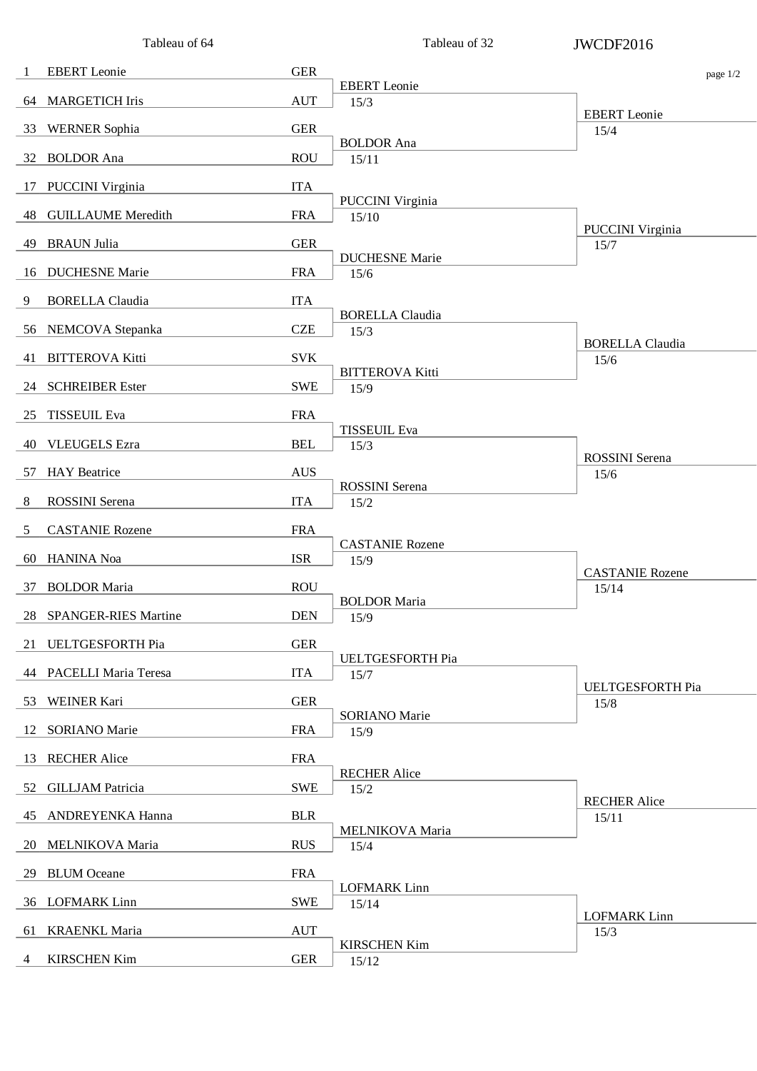# JWCDF2016

## Tableau of 64

| Seed | Name | Country |
|---|---|---|
| 1 | EBERT Leonie | GER |
| 64 | MARGETICH Iris | AUT |
| 33 | WERNER Sophia | GER |
| 32 | BOLDOR Ana | ROU |
| 17 | PUCCINI Virginia | ITA |
| 48 | GUILLAUME Meredith | FRA |
| 49 | BRAUN Julia | GER |
| 16 | DUCHESNE Marie | FRA |
| 9 | BORELLA Claudia | ITA |
| 56 | NEMCOVA Stepanka | CZE |
| 41 | BITTEROVA Kitti | SVK |
| 24 | SCHREIBER Ester | SWE |
| 25 | TISSEUIL Eva | FRA |
| 40 | VLEUGELS Ezra | BEL |
| 57 | HAY Beatrice | AUS |
| 8 | ROSSINI Serena | ITA |
| 5 | CASTANIE Rozene | FRA |
| 60 | HANINA Noa | ISR |
| 37 | BOLDOR Maria | ROU |
| 28 | SPANGER-RIES Martine | DEN |
| 21 | UELTGESFORTH Pia | GER |
| 44 | PACELLI Maria Teresa | ITA |
| 53 | WEINER Kari | GER |
| 12 | SORIANO Marie | FRA |
| 13 | RECHER Alice | FRA |
| 52 | GILLJAM Patricia | SWE |
| 45 | ANDREYENKA Hanna | BLR |
| 20 | MELNIKOVA Maria | RUS |
| 29 | BLUM Oceane | FRA |
| 36 | LOFMARK Linn | SWE |
| 61 | KRAENKL Maria | AUT |
| 4 | KIRSCHEN Kim | GER |

## Tableau of 32

| Winner | Score |
|---|---|
| EBERT Leonie | 15/3 |
| BOLDOR Ana | 15/11 |
| PUCCINI Virginia | 15/10 |
| DUCHESNE Marie | 15/6 |
| BORELLA Claudia | 15/3 |
| BITTEROVA Kitti | 15/9 |
| TISSEUIL Eva | 15/3 |
| ROSSINI Serena | 15/2 |
| CASTANIE Rozene | 15/9 |
| BOLDOR Maria | 15/9 |
| UELTGESFORTH Pia | 15/7 |
| SORIANO Marie | 15/9 |
| RECHER Alice | 15/2 |
| MELNIKOVA Maria | 15/4 |
| LOFMARK Linn | 15/14 |
| KIRSCHEN Kim | 15/12 |

## Tableau of 16

| Winner | Score |
|---|---|
| EBERT Leonie | 15/4 |
| PUCCINI Virginia | 15/7 |
| BORELLA Claudia | 15/6 |
| ROSSINI Serena | 15/6 |
| CASTANIE Rozene | 15/14 |
| UELTGESFORTH Pia | 15/8 |
| RECHER Alice | 15/11 |
| LOFMARK Linn | 15/3 |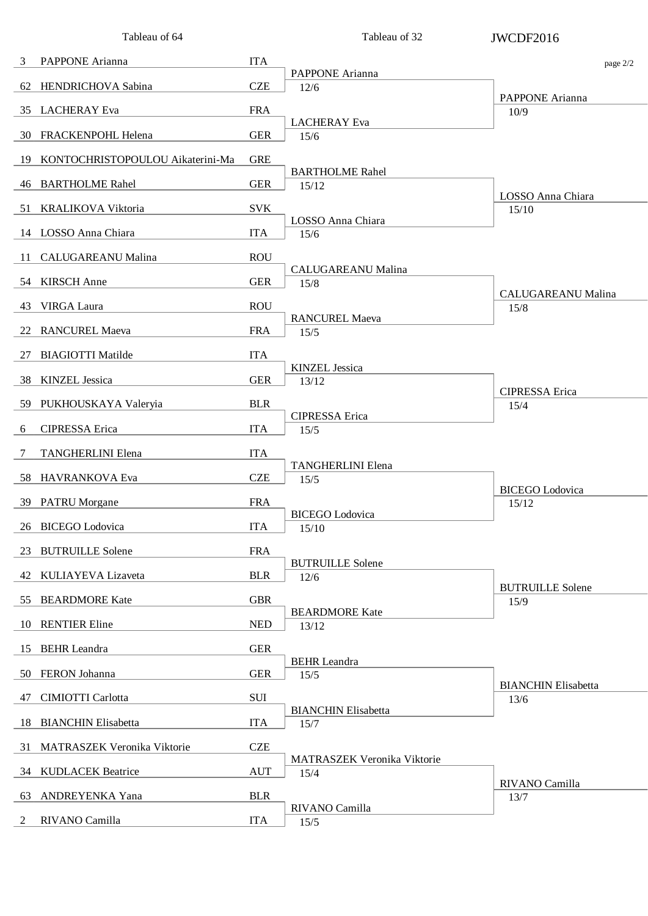| Tableau of 64 | | | Tableau of 32 | JWCDF2016 |
|---|---|---|---|---|
| 3 | PAPPONE Arianna | ITA | PAPPONE Arianna 12/6 | PAPPONE Arianna 10/9 |
| 62 | HENDRICHOVA Sabina | CZE | | |
| 35 | LACHERAY Eva | FRA | LACHERAY Eva 15/6 | |
| 30 | FRACKENPOHL Helena | GER | | |
| 19 | KONTOCHRISTOPOULOU Aikaterini-Ma | GRE | BARTHOLME Rahel 15/12 | LOSSO Anna Chiara 15/10 |
| 46 | BARTHOLME Rahel | GER | | |
| 51 | KRALIKOVA Viktoria | SVK | LOSSO Anna Chiara 15/6 | |
| 14 | LOSSO Anna Chiara | ITA | | |
| 11 | CALUGAREANU Malina | ROU | CALUGAREANU Malina 15/8 | CALUGAREANU Malina 15/8 |
| 54 | KIRSCH Anne | GER | | |
| 43 | VIRGA Laura | ROU | RANCUREL Maeva 15/5 | |
| 22 | RANCUREL Maeva | FRA | | |
| 27 | BIAGIOTTI Matilde | ITA | KINZEL Jessica 13/12 | CIPRESSA Erica 15/4 |
| 38 | KINZEL Jessica | GER | | |
| 59 | PUKHOUSKAYA Valeryia | BLR | CIPRESSA Erica 15/5 | |
| 6 | CIPRESSA Erica | ITA | | |
| 7 | TANGHERLINI Elena | ITA | TANGHERLINI Elena 15/5 | BICEGO Lodovica 15/12 |
| 58 | HAVRANKOVA Eva | CZE | | |
| 39 | PATRU Morgane | FRA | BICEGO Lodovica 15/10 | |
| 26 | BICEGO Lodovica | ITA | | |
| 23 | BUTRUILLE Solene | FRA | BUTRUILLE Solene 12/6 | BUTRUILLE Solene 15/9 |
| 42 | KULIAYEVA Lizaveta | BLR | | |
| 55 | BEARDMORE Kate | GBR | BEARDMORE Kate 13/12 | |
| 10 | RENTIER Eline | NED | | |
| 15 | BEHR Leandra | GER | BEHR Leandra 15/5 | BIANCHIN Elisabetta 13/6 |
| 50 | FERON Johanna | GER | | |
| 47 | CIMIOTTI Carlotta | SUI | BIANCHIN Elisabetta 15/7 | |
| 18 | BIANCHIN Elisabetta | ITA | | |
| 31 | MATRASZEK Veronika Viktorie | CZE | MATRASZEK Veronika Viktorie 15/4 | RIVANO Camilla 13/7 |
| 34 | KUDLACEK Beatrice | AUT | | |
| 63 | ANDREYENKA Yana | BLR | RIVANO Camilla 15/5 | |
| 2 | RIVANO Camilla | ITA | | |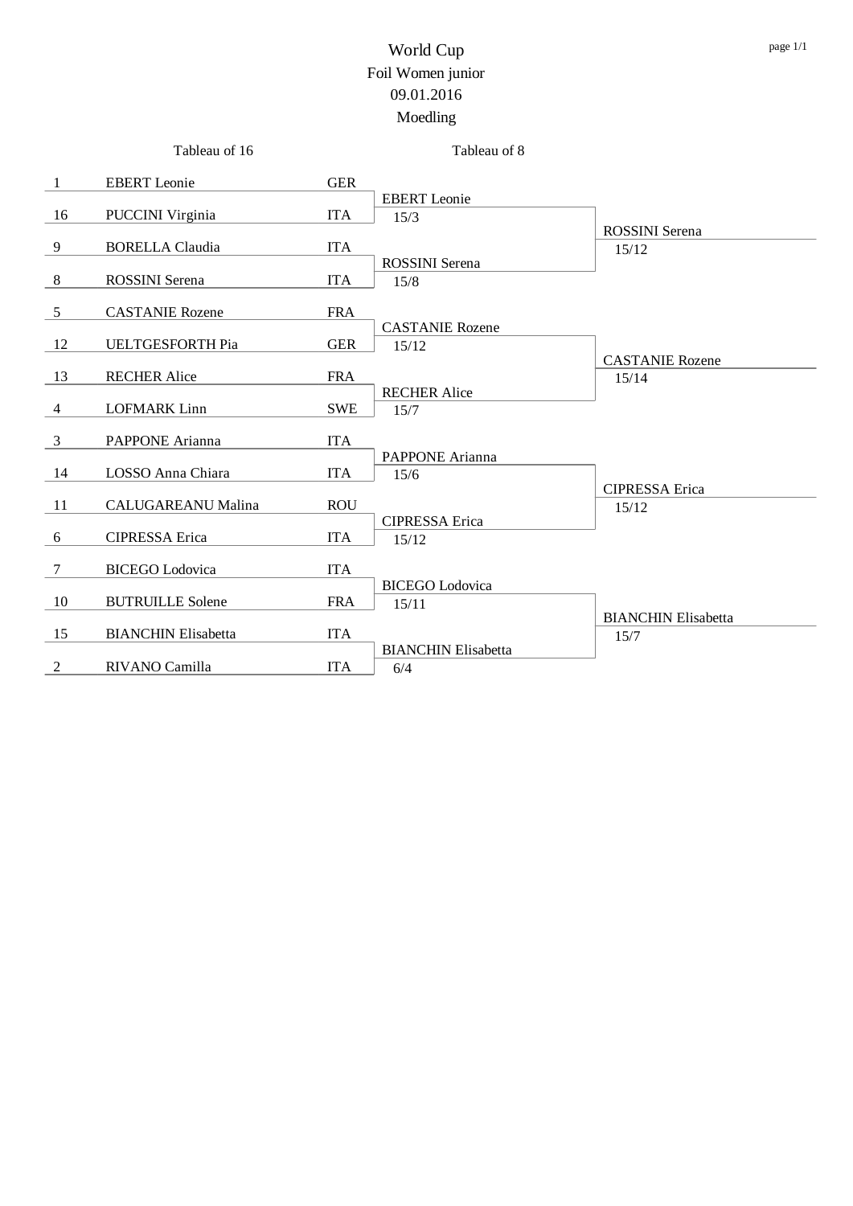# World Cup

## Foil Women junior

09.01.2016

Moedling

| Seed | Tableau of 16 | Nation | Tableau of 8 | |
|---|---|---|---|---|
| 1 | EBERT Leonie | GER | EBERT Leonie 15/3 | ROSSINI Serena 15/12 |
| 16 | PUCCINI Virginia | ITA | | |
| 9 | BORELLA Claudia | ITA | ROSSINI Serena 15/8 | |
| 8 | ROSSINI Serena | ITA | | |
| 5 | CASTANIE Rozene | FRA | CASTANIE Rozene 15/12 | CASTANIE Rozene 15/14 |
| 12 | UELTGESFORTH Pia | GER | | |
| 13 | RECHER Alice | FRA | RECHER Alice 15/7 | |
| 4 | LOFMARK Linn | SWE | | |
| 3 | PAPPONE Arianna | ITA | PAPPONE Arianna 15/6 | CIPRESSA Erica 15/12 |
| 14 | LOSSO Anna Chiara | ITA | | |
| 11 | CALUGAREANU Malina | ROU | CIPRESSA Erica 15/12 | |
| 6 | CIPRESSA Erica | ITA | | |
| 7 | BICEGO Lodovica | ITA | BICEGO Lodovica 15/11 | BIANCHIN Elisabetta 15/7 |
| 10 | BUTRUILLE Solene | FRA | | |
| 15 | BIANCHIN Elisabetta | ITA | BIANCHIN Elisabetta 6/4 | |
| 2 | RIVANO Camilla | ITA | | |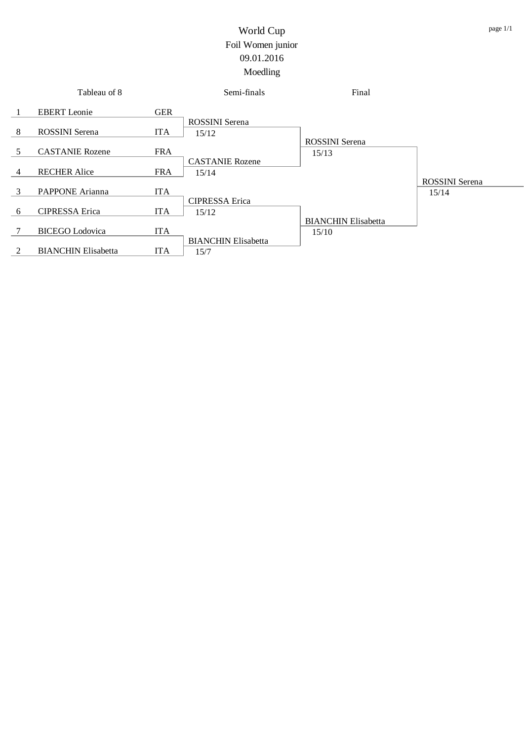# World Cup

## Foil Women junior

09.01.2016

Moedling

| Tableau of 8 | | | Semi-finals | Final | |
|---|---|---|---|---|---|
| 1 | EBERT Leonie | GER | | | |
| | | | ROSSINI Serena 15/12 | | |
| 8 | ROSSINI Serena | ITA | | | |
| | | | | ROSSINI Serena 15/13 | |
| 5 | CASTANIE Rozene | FRA | | | |
| | | | CASTANIE Rozene 15/14 | | |
| 4 | RECHER Alice | FRA | | | |
| | | | | | ROSSINI Serena 15/14 |
| 3 | PAPPONE Arianna | ITA | | | |
| | | | CIPRESSA Erica 15/12 | | |
| 6 | CIPRESSA Erica | ITA | | | |
| | | | | BIANCHIN Elisabetta 15/10 | |
| 7 | BICEGO Lodovica | ITA | | | |
| | | | BIANCHIN Elisabetta 15/7 | | |
| 2 | BIANCHIN Elisabetta | ITA | | | |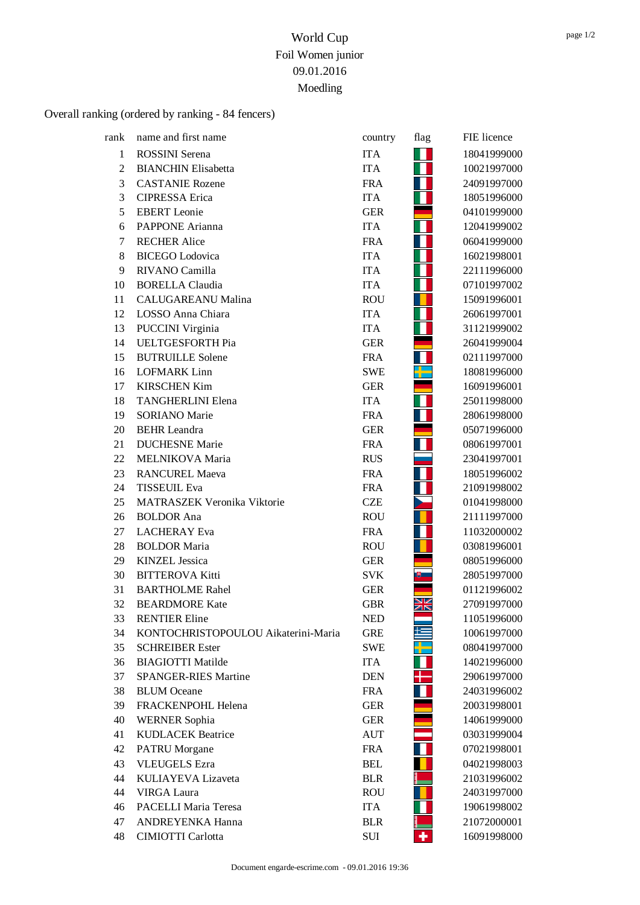# World Cup

Foil Women junior

09.01.2016

Moedling

Overall ranking (ordered by ranking - 84 fencers)

| rank | name and first name | country | flag | FIE licence |
|---|---|---|---|---|
| 1 | ROSSINI Serena | ITA | | 18041999000 |
| 2 | BIANCHIN Elisabetta | ITA | | 10021997000 |
| 3 | CASTANIE Rozene | FRA | | 24091997000 |
| 3 | CIPRESSA Erica | ITA | | 18051996000 |
| 5 | EBERT Leonie | GER | | 04101999000 |
| 6 | PAPPONE Arianna | ITA | | 12041999002 |
| 7 | RECHER Alice | FRA | | 06041999000 |
| 8 | BICEGO Lodovica | ITA | | 16021998001 |
| 9 | RIVANO Camilla | ITA | | 22111996000 |
| 10 | BORELLA Claudia | ITA | | 07101997002 |
| 11 | CALUGAREANU Malina | ROU | | 15091996001 |
| 12 | LOSSO Anna Chiara | ITA | | 26061997001 |
| 13 | PUCCINI Virginia | ITA | | 31121999002 |
| 14 | UELTGESFORTH Pia | GER | | 26041999004 |
| 15 | BUTRUILLE Solene | FRA | | 02111997000 |
| 16 | LOFMARK Linn | SWE | | 18081996000 |
| 17 | KIRSCHEN Kim | GER | | 16091996001 |
| 18 | TANGHERLINI Elena | ITA | | 25011998000 |
| 19 | SORIANO Marie | FRA | | 28061998000 |
| 20 | BEHR Leandra | GER | | 05071996000 |
| 21 | DUCHESNE Marie | FRA | | 08061997001 |
| 22 | MELNIKOVA Maria | RUS | | 23041997001 |
| 23 | RANCUREL Maeva | FRA | | 18051996002 |
| 24 | TISSEUIL Eva | FRA | | 21091998002 |
| 25 | MATRASZEK Veronika Viktorie | CZE | | 01041998000 |
| 26 | BOLDOR Ana | ROU | | 21111997000 |
| 27 | LACHERAY Eva | FRA | | 11032000002 |
| 28 | BOLDOR Maria | ROU | | 03081996001 |
| 29 | KINZEL Jessica | GER | | 08051996000 |
| 30 | BITTEROVA Kitti | SVK | | 28051997000 |
| 31 | BARTHOLME Rahel | GER | | 01121996002 |
| 32 | BEARDMORE Kate | GBR | | 27091997000 |
| 33 | RENTIER Eline | NED | | 11051996000 |
| 34 | KONTOCHRISTOPOULOU Aikaterini-Maria | GRE | | 10061997000 |
| 35 | SCHREIBER Ester | SWE | | 08041997000 |
| 36 | BIAGIOTTI Matilde | ITA | | 14021996000 |
| 37 | SPANGER-RIES Martine | DEN | | 29061997000 |
| 38 | BLUM Oceane | FRA | | 24031996002 |
| 39 | FRACKENPOHL Helena | GER | | 20031998001 |
| 40 | WERNER Sophia | GER | | 14061999000 |
| 41 | KUDLACEK Beatrice | AUT | | 03031999004 |
| 42 | PATRU Morgane | FRA | | 07021998001 |
| 43 | VLEUGELS Ezra | BEL | | 04021998003 |
| 44 | KULIAYEVA Lizaveta | BLR | | 21031996002 |
| 44 | VIRGA Laura | ROU | | 24031997000 |
| 46 | PACELLI Maria Teresa | ITA | | 19061998002 |
| 47 | ANDREYENKA Hanna | BLR | | 21072000001 |
| 48 | CIMIOTTI Carlotta | SUI | | 16091998000 |

Document engarde-escrime.com - 09.01.2016 19:36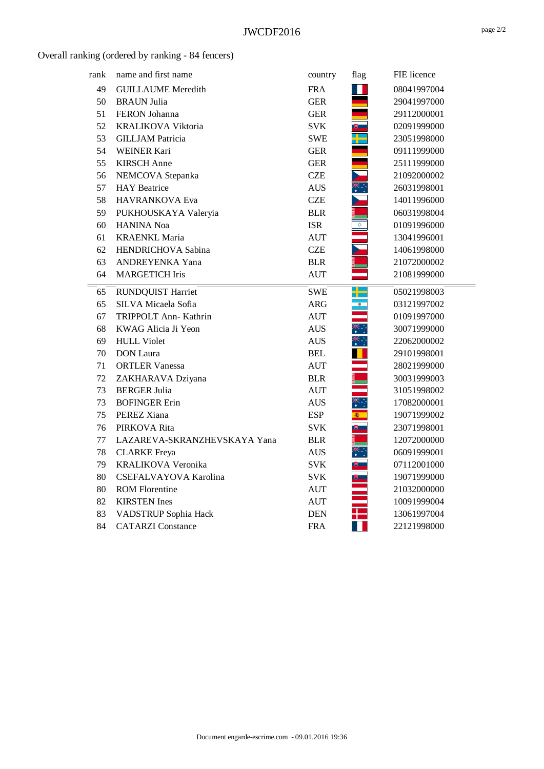Overall ranking (ordered by ranking - 84 fencers)

| rank | name and first name | country | flag | FIE licence |
|---|---|---|---|---|
| 49 | GUILLAUME Meredith | FRA | | 08041997004 |
| 50 | BRAUN Julia | GER | | 29041997000 |
| 51 | FERON Johanna | GER | | 29112000001 |
| 52 | KRALIKOVA Viktoria | SVK | | 02091999000 |
| 53 | GILLJAM Patricia | SWE | | 23051998000 |
| 54 | WEINER Kari | GER | | 09111999000 |
| 55 | KIRSCH Anne | GER | | 25111999000 |
| 56 | NEMCOVA Stepanka | CZE | | 21092000002 |
| 57 | HAY Beatrice | AUS | | 26031998001 |
| 58 | HAVRANKOVA Eva | CZE | | 14011996000 |
| 59 | PUKHOUSKAYA Valeryia | BLR | | 06031998004 |
| 60 | HANINA Noa | ISR | | 01091996000 |
| 61 | KRAENKL Maria | AUT | | 13041996001 |
| 62 | HENDRICHOVA Sabina | CZE | | 14061998000 |
| 63 | ANDREYENKA Yana | BLR | | 21072000002 |
| 64 | MARGETICH Iris | AUT | | 21081999000 |
| 65 | RUNDQUIST Harriet | SWE | | 05021998003 |
| 65 | SILVA Micaela Sofia | ARG | | 03121997002 |
| 67 | TRIPPOLT Ann- Kathrin | AUT | | 01091997000 |
| 68 | KWAG Alicia Ji Yeon | AUS | | 30071999000 |
| 69 | HULL Violet | AUS | | 22062000002 |
| 70 | DON Laura | BEL | | 29101998001 |
| 71 | ORTLER Vanessa | AUT | | 28021999000 |
| 72 | ZAKHARAVA Dziyana | BLR | | 30031999003 |
| 73 | BERGER Julia | AUT | | 31051998002 |
| 73 | BOFINGER Erin | AUS | | 17082000001 |
| 75 | PEREZ Xiana | ESP | | 19071999002 |
| 76 | PIRKOVA Rita | SVK | | 23071998001 |
| 77 | LAZAREVA-SKRANZHEVSKAYA Yana | BLR | | 12072000000 |
| 78 | CLARKE Freya | AUS | | 06091999001 |
| 79 | KRALIKOVA Veronika | SVK | | 07112001000 |
| 80 | CSEFALVAYOVA Karolina | SVK | | 19071999000 |
| 80 | ROM Florentine | AUT | | 21032000000 |
| 82 | KIRSTEN Ines | AUT | | 10091999004 |
| 83 | VADSTRUP Sophia Hack | DEN | | 13061997004 |
| 84 | CATARZI Constance | FRA | | 22121998000 |

Document engarde-escrime.com - 09.01.2016 19:36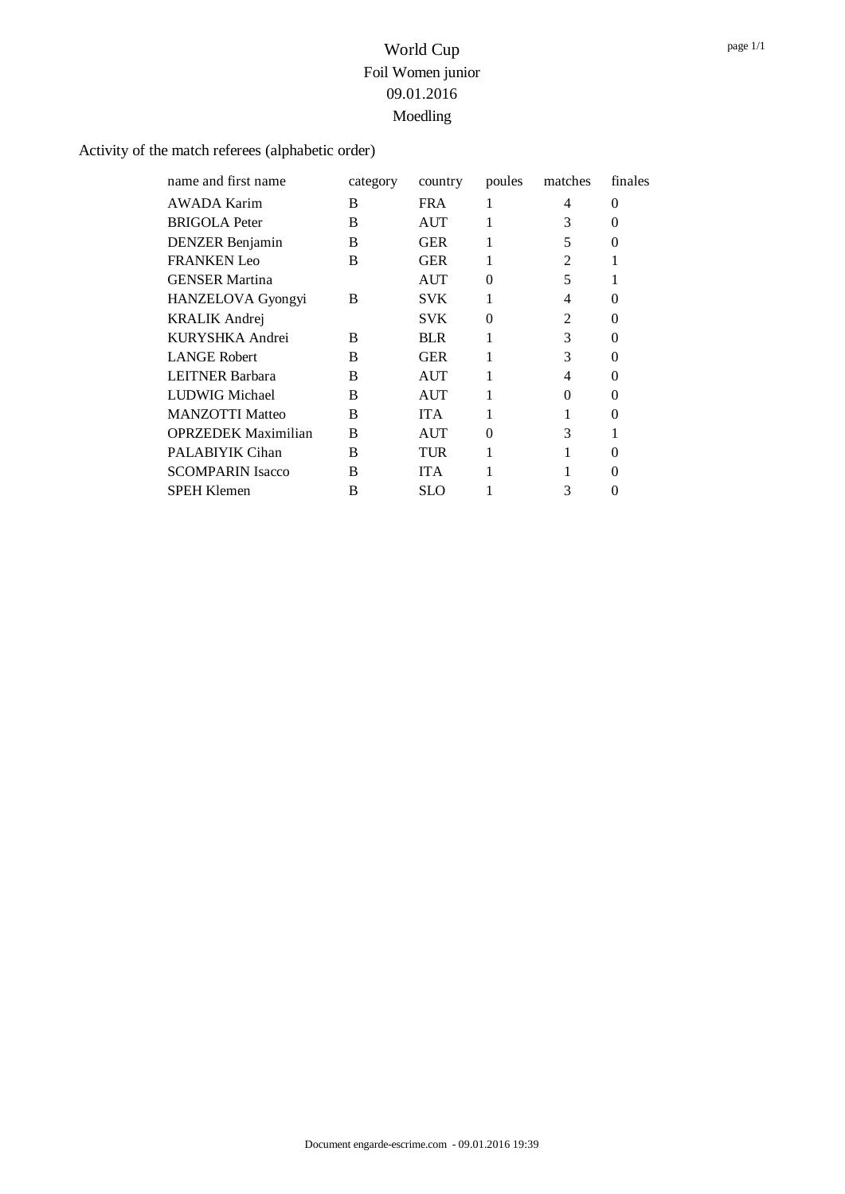# World Cup
## Foil Women junior
## 09.01.2016
## Moedling

Activity of the match referees (alphabetic order)

| name and first name | category | country | poules | matches | finales |
|---|---|---|---|---|---|
| AWADA Karim | B | FRA | 1 | 4 | 0 |
| BRIGOLA Peter | B | AUT | 1 | 3 | 0 |
| DENZER Benjamin | B | GER | 1 | 5 | 0 |
| FRANKEN Leo | B | GER | 1 | 2 | 1 |
| GENSER Martina | | AUT | 0 | 5 | 1 |
| HANZELOVA Gyongyi | B | SVK | 1 | 4 | 0 |
| KRALIK Andrej | | SVK | 0 | 2 | 0 |
| KURYSHKA Andrei | B | BLR | 1 | 3 | 0 |
| LANGE Robert | B | GER | 1 | 3 | 0 |
| LEITNER Barbara | B | AUT | 1 | 4 | 0 |
| LUDWIG Michael | B | AUT | 1 | 0 | 0 |
| MANZOTTI Matteo | B | ITA | 1 | 1 | 0 |
| OPRZEDEK Maximilian | B | AUT | 0 | 3 | 1 |
| PALABIYIK Cihan | B | TUR | 1 | 1 | 0 |
| SCOMPARIN Isacco | B | ITA | 1 | 1 | 0 |
| SPEH Klemen | B | SLO | 1 | 3 | 0 |

Document engarde-escrime.com - 09.01.2016 19:39